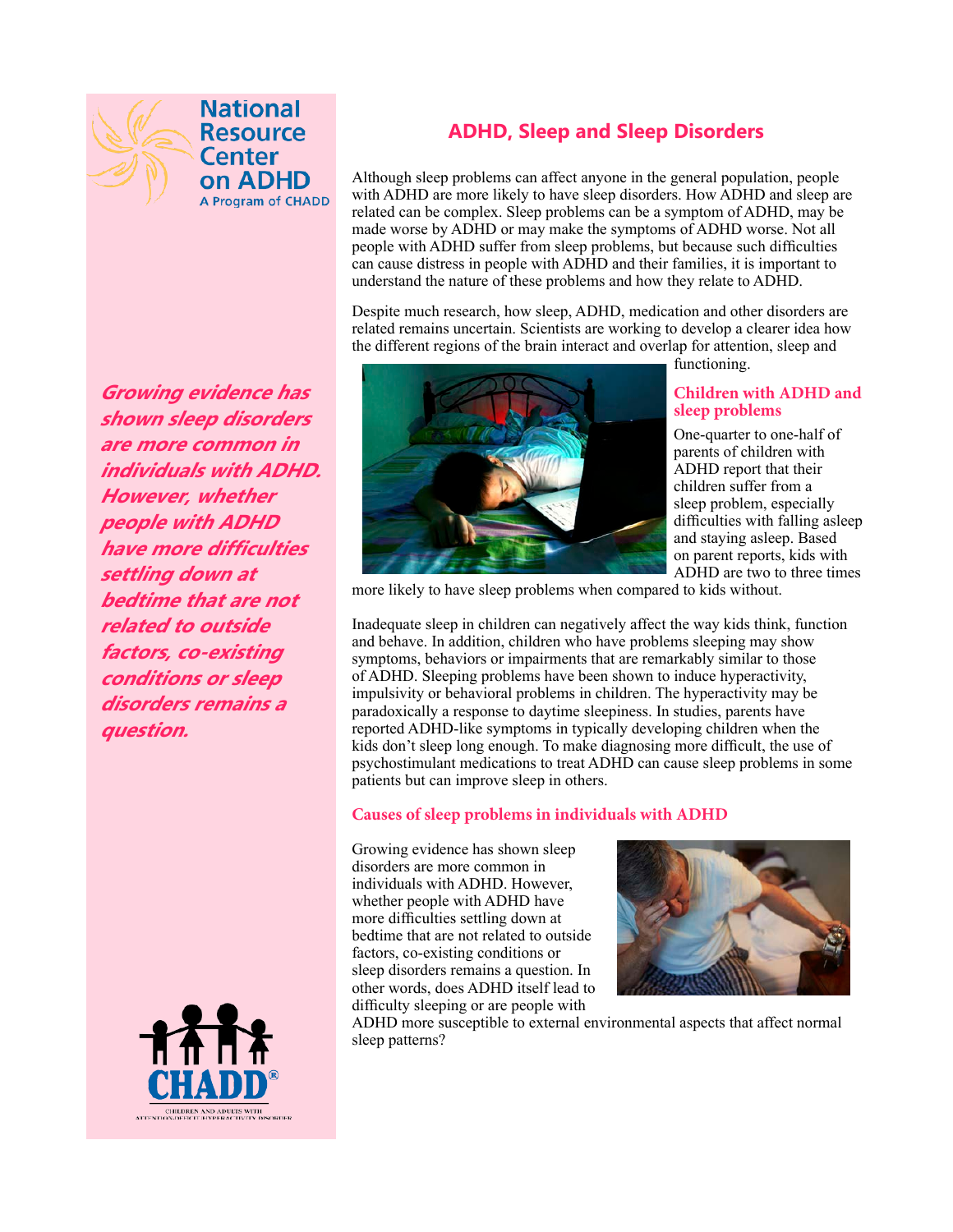National Resource Center on ADHD
A Program of CHADD

# ADHD, Sleep and Sleep Disorders

Although sleep problems can affect anyone in the general population, people with ADHD are more likely to have sleep disorders. How ADHD and sleep are related can be complex. Sleep problems can be a symptom of ADHD, may be made worse by ADHD or may make the symptoms of ADHD worse. Not all people with ADHD suffer from sleep problems, but because such difficulties can cause distress in people with ADHD and their families, it is important to understand the nature of these problems and how they relate to ADHD.

Despite much research, how sleep, ADHD, medication and other disorders are related remains uncertain. Scientists are working to develop a clearer idea how the different regions of the brain interact and overlap for attention, sleep and functioning.

*Growing evidence has shown sleep disorders are more common in individuals with ADHD. However, whether people with ADHD have more difficulties settling down at bedtime that are not related to outside factors, co-existing conditions or sleep disorders remains a question.*

## Children with ADHD and sleep problems

One-quarter to one-half of parents of children with ADHD report that their children suffer from a sleep problem, especially difficulties with falling asleep and staying asleep. Based on parent reports, kids with ADHD are two to three times more likely to have sleep problems when compared to kids without.

Inadequate sleep in children can negatively affect the way kids think, function and behave. In addition, children who have problems sleeping may show symptoms, behaviors or impairments that are remarkably similar to those of ADHD. Sleeping problems have been shown to induce hyperactivity, impulsivity or behavioral problems in children. The hyperactivity may be paradoxically a response to daytime sleepiness. In studies, parents have reported ADHD-like symptoms in typically developing children when the kids don't sleep long enough. To make diagnosing more difficult, the use of psychostimulant medications to treat ADHD can cause sleep problems in some patients but can improve sleep in others.

## Causes of sleep problems in individuals with ADHD

Growing evidence has shown sleep disorders are more common in individuals with ADHD. However, whether people with ADHD have more difficulties settling down at bedtime that are not related to outside factors, co-existing conditions or sleep disorders remains a question. In other words, does ADHD itself lead to difficulty sleeping or are people with ADHD more susceptible to external environmental aspects that affect normal sleep patterns?

CHADD
CHILDREN AND ADULTS WITH ATTENTION-DEFICIT/HYPERACTIVITY DISORDER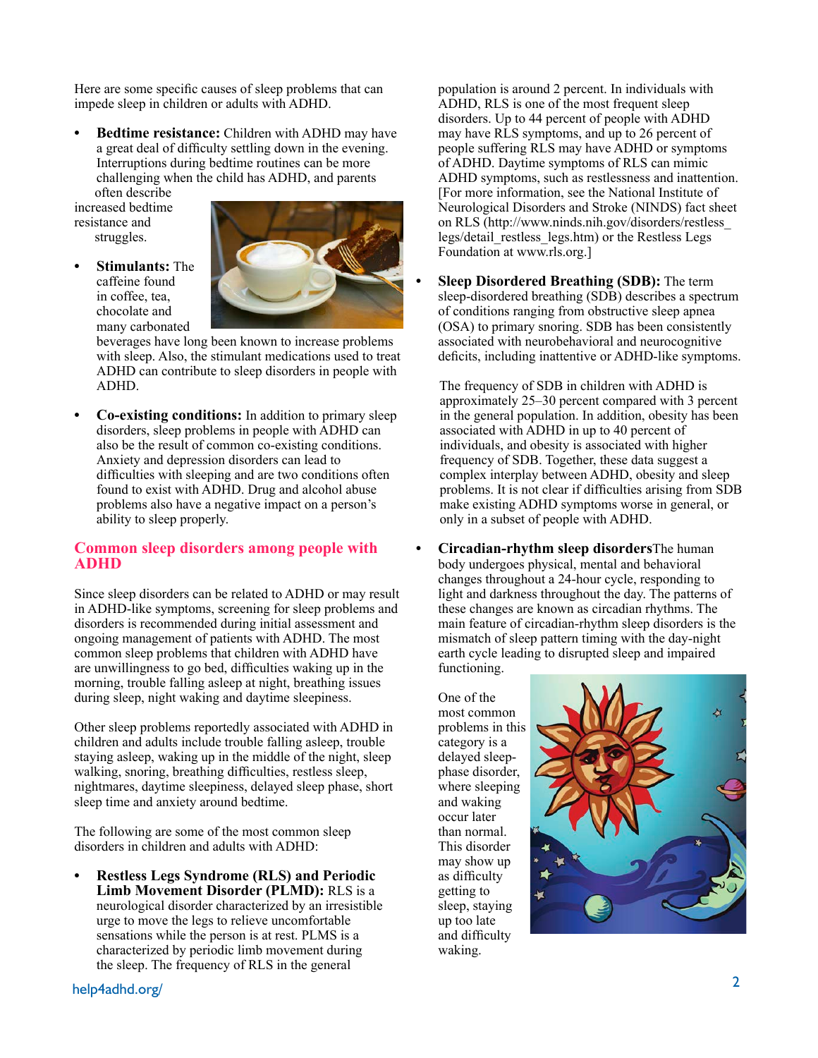Here are some specific causes of sleep problems that can impede sleep in children or adults with ADHD.

- **Bedtime resistance:** Children with ADHD may have a great deal of difficulty settling down in the evening. Interruptions during bedtime routines can be more challenging when the child has ADHD, and parents often describe increased bedtime resistance and struggles.
- **Stimulants:** The caffeine found in coffee, tea, chocolate and many carbonated beverages have long been known to increase problems with sleep. Also, the stimulant medications used to treat ADHD can contribute to sleep disorders in people with ADHD.
- **Co-existing conditions:** In addition to primary sleep disorders, sleep problems in people with ADHD can also be the result of common co-existing conditions. Anxiety and depression disorders can lead to difficulties with sleeping and are two conditions often found to exist with ADHD. Drug and alcohol abuse problems also have a negative impact on a person's ability to sleep properly.

## Common sleep disorders among people with ADHD

Since sleep disorders can be related to ADHD or may result in ADHD-like symptoms, screening for sleep problems and disorders is recommended during initial assessment and ongoing management of patients with ADHD. The most common sleep problems that children with ADHD have are unwillingness to go bed, difficulties waking up in the morning, trouble falling asleep at night, breathing issues during sleep, night waking and daytime sleepiness.

Other sleep problems reportedly associated with ADHD in children and adults include trouble falling asleep, trouble staying asleep, waking up in the middle of the night, sleep walking, snoring, breathing difficulties, restless sleep, nightmares, daytime sleepiness, delayed sleep phase, short sleep time and anxiety around bedtime.

The following are some of the most common sleep disorders in children and adults with ADHD:

- **Restless Legs Syndrome (RLS) and Periodic Limb Movement Disorder (PLMD):** RLS is a neurological disorder characterized by an irresistible urge to move the legs to relieve uncomfortable sensations while the person is at rest. PLMS is a characterized by periodic limb movement during the sleep. The frequency of RLS in the general population is around 2 percent. In individuals with ADHD, RLS is one of the most frequent sleep disorders. Up to 44 percent of people with ADHD may have RLS symptoms, and up to 26 percent of people suffering RLS may have ADHD or symptoms of ADHD. Daytime symptoms of RLS can mimic ADHD symptoms, such as restlessness and inattention. [For more information, see the National Institute of Neurological Disorders and Stroke (NINDS) fact sheet on RLS (http://www.ninds.nih.gov/disorders/restless_legs/detail_restless_legs.htm) or the Restless Legs Foundation at www.rls.org.]
- **Sleep Disordered Breathing (SDB):** The term sleep-disordered breathing (SDB) describes a spectrum of conditions ranging from obstructive sleep apnea (OSA) to primary snoring. SDB has been consistently associated with neurobehavioral and neurocognitive deficits, including inattentive or ADHD-like symptoms.

  The frequency of SDB in children with ADHD is approximately 25–30 percent compared with 3 percent in the general population. In addition, obesity has been associated with ADHD in up to 40 percent of individuals, and obesity is associated with higher frequency of SDB. Together, these data suggest a complex interplay between ADHD, obesity and sleep problems. It is not clear if difficulties arising from SDB make existing ADHD symptoms worse in general, or only in a subset of people with ADHD.
- **Circadian-rhythm sleep disorders** The human body undergoes physical, mental and behavioral changes throughout a 24-hour cycle, responding to light and darkness throughout the day. The patterns of these changes are known as circadian rhythms. The main feature of circadian-rhythm sleep disorders is the mismatch of sleep pattern timing with the day-night earth cycle leading to disrupted sleep and impaired functioning.

  One of the most common problems in this category is a delayed sleep-phase disorder, where sleeping and waking occur later than normal. This disorder may show up as difficulty getting to sleep, staying up too late and difficulty waking.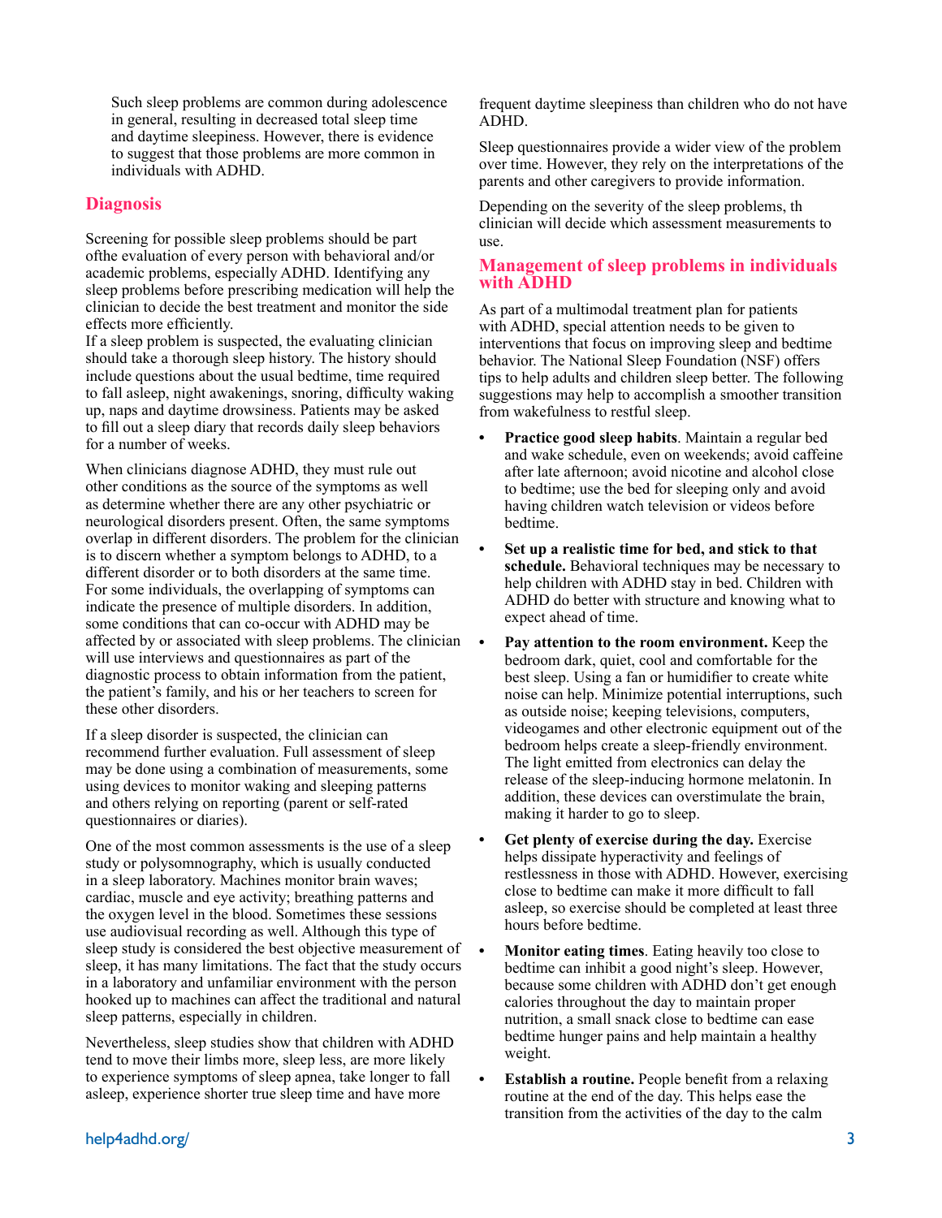Such sleep problems are common during adolescence in general, resulting in decreased total sleep time and daytime sleepiness. However, there is evidence to suggest that those problems are more common in individuals with ADHD.

## Diagnosis

Screening for possible sleep problems should be part ofthe evaluation of every person with behavioral and/or academic problems, especially ADHD. Identifying any sleep problems before prescribing medication will help the clinician to decide the best treatment and monitor the side effects more efficiently.
If a sleep problem is suspected, the evaluating clinician should take a thorough sleep history. The history should include questions about the usual bedtime, time required to fall asleep, night awakenings, snoring, difficulty waking up, naps and daytime drowsiness. Patients may be asked to fill out a sleep diary that records daily sleep behaviors for a number of weeks.

When clinicians diagnose ADHD, they must rule out other conditions as the source of the symptoms as well as determine whether there are any other psychiatric or neurological disorders present. Often, the same symptoms overlap in different disorders. The problem for the clinician is to discern whether a symptom belongs to ADHD, to a different disorder or to both disorders at the same time. For some individuals, the overlapping of symptoms can indicate the presence of multiple disorders. In addition, some conditions that can co-occur with ADHD may be affected by or associated with sleep problems. The clinician will use interviews and questionnaires as part of the diagnostic process to obtain information from the patient, the patient's family, and his or her teachers to screen for these other disorders.

If a sleep disorder is suspected, the clinician can recommend further evaluation. Full assessment of sleep may be done using a combination of measurements, some using devices to monitor waking and sleeping patterns and others relying on reporting (parent or self-rated questionnaires or diaries).

One of the most common assessments is the use of a sleep study or polysomnography, which is usually conducted in a sleep laboratory. Machines monitor brain waves; cardiac, muscle and eye activity; breathing patterns and the oxygen level in the blood. Sometimes these sessions use audiovisual recording as well. Although this type of sleep study is considered the best objective measurement of sleep, it has many limitations. The fact that the study occurs in a laboratory and unfamiliar environment with the person hooked up to machines can affect the traditional and natural sleep patterns, especially in children.

Nevertheless, sleep studies show that children with ADHD tend to move their limbs more, sleep less, are more likely to experience symptoms of sleep apnea, take longer to fall asleep, experience shorter true sleep time and have more frequent daytime sleepiness than children who do not have ADHD.

Sleep questionnaires provide a wider view of the problem over time. However, they rely on the interpretations of the parents and other caregivers to provide information.

Depending on the severity of the sleep problems, th clinician will decide which assessment measurements to use.

## Management of sleep problems in individuals with ADHD

As part of a multimodal treatment plan for patients with ADHD, special attention needs to be given to interventions that focus on improving sleep and bedtime behavior. The National Sleep Foundation (NSF) offers tips to help adults and children sleep better. The following suggestions may help to accomplish a smoother transition from wakefulness to restful sleep.

- **Practice good sleep habits**. Maintain a regular bed and wake schedule, even on weekends; avoid caffeine after late afternoon; avoid nicotine and alcohol close to bedtime; use the bed for sleeping only and avoid having children watch television or videos before bedtime.
- **Set up a realistic time for bed, and stick to that schedule.** Behavioral techniques may be necessary to help children with ADHD stay in bed. Children with ADHD do better with structure and knowing what to expect ahead of time.
- **Pay attention to the room environment.** Keep the bedroom dark, quiet, cool and comfortable for the best sleep. Using a fan or humidifier to create white noise can help. Minimize potential interruptions, such as outside noise; keeping televisions, computers, videogames and other electronic equipment out of the bedroom helps create a sleep-friendly environment. The light emitted from electronics can delay the release of the sleep-inducing hormone melatonin. In addition, these devices can overstimulate the brain, making it harder to go to sleep.
- **Get plenty of exercise during the day.** Exercise helps dissipate hyperactivity and feelings of restlessness in those with ADHD. However, exercising close to bedtime can make it more difficult to fall asleep, so exercise should be completed at least three hours before bedtime.
- **Monitor eating times**. Eating heavily too close to bedtime can inhibit a good night's sleep. However, because some children with ADHD don't get enough calories throughout the day to maintain proper nutrition, a small snack close to bedtime can ease bedtime hunger pains and help maintain a healthy weight.
- **Establish a routine.** People benefit from a relaxing routine at the end of the day. This helps ease the transition from the activities of the day to the calm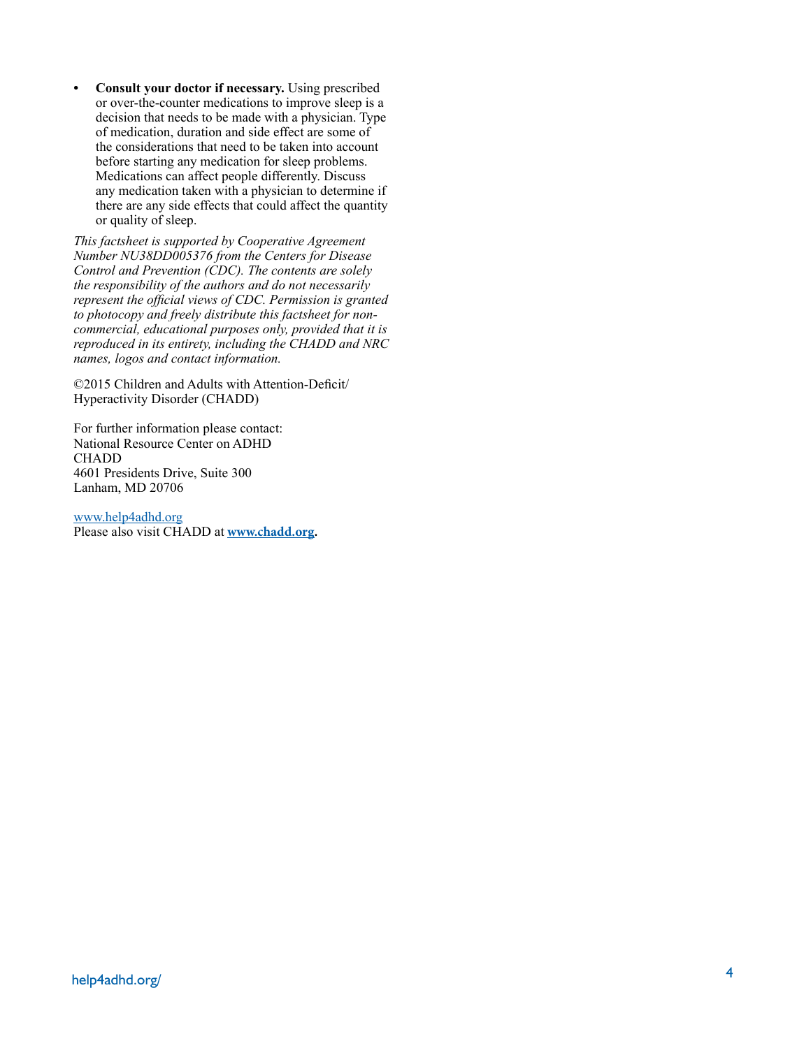- **Consult your doctor if necessary.** Using prescribed or over-the-counter medications to improve sleep is a decision that needs to be made with a physician. Type of medication, duration and side effect are some of the considerations that need to be taken into account before starting any medication for sleep problems. Medications can affect people differently. Discuss any medication taken with a physician to determine if there are any side effects that could affect the quantity or quality of sleep.

*This factsheet is supported by Cooperative Agreement Number NU38DD005376 from the Centers for Disease Control and Prevention (CDC). The contents are solely the responsibility of the authors and do not necessarily represent the official views of CDC. Permission is granted to photocopy and freely distribute this factsheet for non-commercial, educational purposes only, provided that it is reproduced in its entirety, including the CHADD and NRC names, logos and contact information.*

©2015 Children and Adults with Attention-Deficit/Hyperactivity Disorder (CHADD)

For further information please contact:
National Resource Center on ADHD
CHADD
4601 Presidents Drive, Suite 300
Lanham, MD 20706

www.help4adhd.org
Please also visit CHADD at **www.chadd.org.**